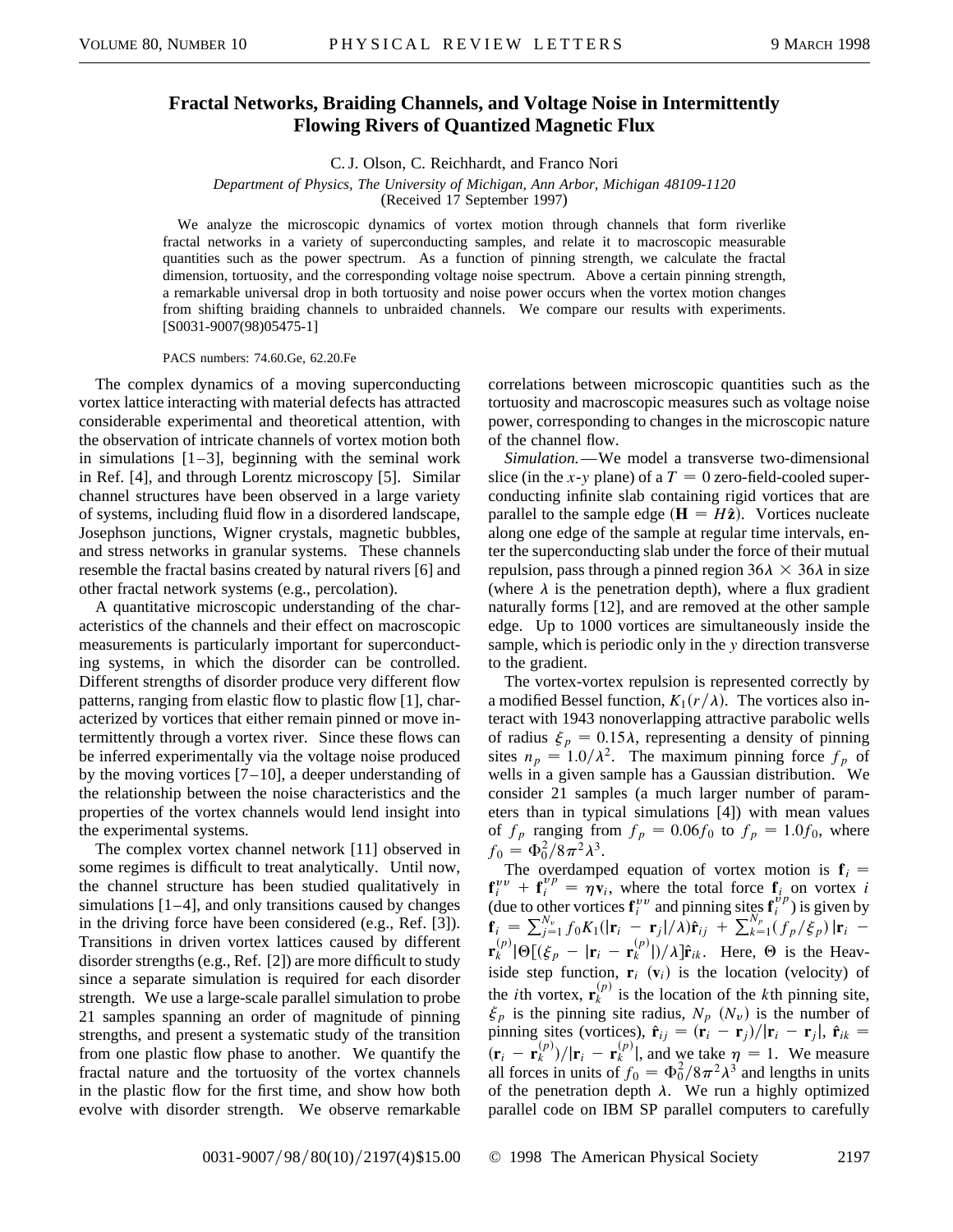# Fractal Networks, Braiding Channels, and Voltage Noise in Intermittently Flowing Rivers of Quantized Magnetic Flux

C. J. Olson, C. Reichhardt, and Franco Nori

*Department of Physics, The University of Michigan, Ann Arbor, Michigan 48109-1120*
(Received 17 September 1997)

We analyze the microscopic dynamics of vortex motion through channels that form riverlike fractal networks in a variety of superconducting samples, and relate it to macroscopic measurable quantities such as the power spectrum. As a function of pinning strength, we calculate the fractal dimension, tortuosity, and the corresponding voltage noise spectrum. Above a certain pinning strength, a remarkable universal drop in both tortuosity and noise power occurs when the vortex motion changes from shifting braiding channels to unbraided channels. We compare our results with experiments. [S0031-9007(98)05475-1]

PACS numbers: 74.60.Ge, 62.20.Fe

The complex dynamics of a moving superconducting vortex lattice interacting with material defects has attracted considerable experimental and theoretical attention, with the observation of intricate channels of vortex motion both in simulations [1–3], beginning with the seminal work in Ref. [4], and through Lorentz microscopy [5]. Similar channel structures have been observed in a large variety of systems, including fluid flow in a disordered landscape, Josephson junctions, Wigner crystals, magnetic bubbles, and stress networks in granular systems. These channels resemble the fractal basins created by natural rivers [6] and other fractal network systems (e.g., percolation).

A quantitative microscopic understanding of the characteristics of the channels and their effect on macroscopic measurements is particularly important for superconducting systems, in which the disorder can be controlled. Different strengths of disorder produce very different flow patterns, ranging from elastic flow to plastic flow [1], characterized by vortices that either remain pinned or move intermittently through a vortex river. Since these flows can be inferred experimentally via the voltage noise produced by the moving vortices [7–10], a deeper understanding of the relationship between the noise characteristics and the properties of the vortex channels would lend insight into the experimental systems.

The complex vortex channel network [11] observed in some regimes is difficult to treat analytically. Until now, the channel structure has been studied qualitatively in simulations [1–4], and only transitions caused by changes in the driving force have been considered (e.g., Ref. [3]). Transitions in driven vortex lattices caused by different disorder strengths (e.g., Ref. [2]) are more difficult to study since a separate simulation is required for each disorder strength. We use a large-scale parallel simulation to probe 21 samples spanning an order of magnitude of pinning strengths, and present a systematic study of the transition from one plastic flow phase to another. We quantify the fractal nature and the tortuosity of the vortex channels in the plastic flow for the first time, and show how both evolve with disorder strength. We observe remarkable correlations between microscopic quantities such as the tortuosity and macroscopic measures such as voltage noise power, corresponding to changes in the microscopic nature of the channel flow.

*Simulation.*—We model a transverse two-dimensional slice (in the $x$-$y$ plane) of a $T = 0$ zero-field-cooled superconducting infinite slab containing rigid vortices that are parallel to the sample edge ($\mathbf{H} = H\hat{\mathbf{z}}$). Vortices nucleate along one edge of the sample at regular time intervals, enter the superconducting slab under the force of their mutual repulsion, pass through a pinned region $36\lambda \times 36\lambda$ in size (where $\lambda$ is the penetration depth), where a flux gradient naturally forms [12], and are removed at the other sample edge. Up to 1000 vortices are simultaneously inside the sample, which is periodic only in the $y$ direction transverse to the gradient.

The vortex-vortex repulsion is represented correctly by a modified Bessel function, $K_1(r/\lambda)$. The vortices also interact with 1943 nonoverlapping attractive parabolic wells of radius $\xi_p = 0.15\lambda$, representing a density of pinning sites $n_p = 1.0/\lambda^2$. The maximum pinning force $f_p$ of wells in a given sample has a Gaussian distribution. We consider 21 samples (a much larger number of parameters than in typical simulations [4]) with mean values of $f_p$ ranging from $f_p = 0.06 f_0$ to $f_p = 1.0 f_0$, where $f_0 = \Phi_0^2/8\pi^2\lambda^3$.

The overdamped equation of vortex motion is $\mathbf{f}_i = \mathbf{f}_i^{vv} + \mathbf{f}_i^{vp} = \eta \mathbf{v}_i$, where the total force $\mathbf{f}_i$ on vortex $i$ (due to other vortices $\mathbf{f}_i^{vv}$ and pinning sites $\mathbf{f}_i^{vp}$) is given by $\mathbf{f}_i = \sum_{j=1}^{N_v} f_0 K_1(|\mathbf{r}_i - \mathbf{r}_j|/\lambda)\hat{\mathbf{r}}_{ij} + \sum_{k=1}^{N_p} (f_p/\xi_p)\,|\mathbf{r}_i - \mathbf{r}_k^{(p)}|\,\Theta[(\xi_p - |\mathbf{r}_i - \mathbf{r}_k^{(p)}|)/\lambda]\hat{\mathbf{r}}_{ik}$. Here, $\Theta$ is the Heaviside step function, $\mathbf{r}_i$ ($\mathbf{v}_i$) is the location (velocity) of the $i$th vortex, $\mathbf{r}_k^{(p)}$ is the location of the $k$th pinning site, $\xi_p$ is the pinning site radius, $N_p$ ($N_v$) is the number of pinning sites (vortices), $\hat{\mathbf{r}}_{ij} = (\mathbf{r}_i - \mathbf{r}_j)/|\mathbf{r}_i - \mathbf{r}_j|$, $\hat{\mathbf{r}}_{ik} = (\mathbf{r}_i - \mathbf{r}_k^{(p)})/|\mathbf{r}_i - \mathbf{r}_k^{(p)}|$, and we take $\eta = 1$. We measure all forces in units of $f_0 = \Phi_0^2/8\pi^2\lambda^3$ and lengths in units of the penetration depth $\lambda$. We run a highly optimized parallel code on IBM SP parallel computers to carefully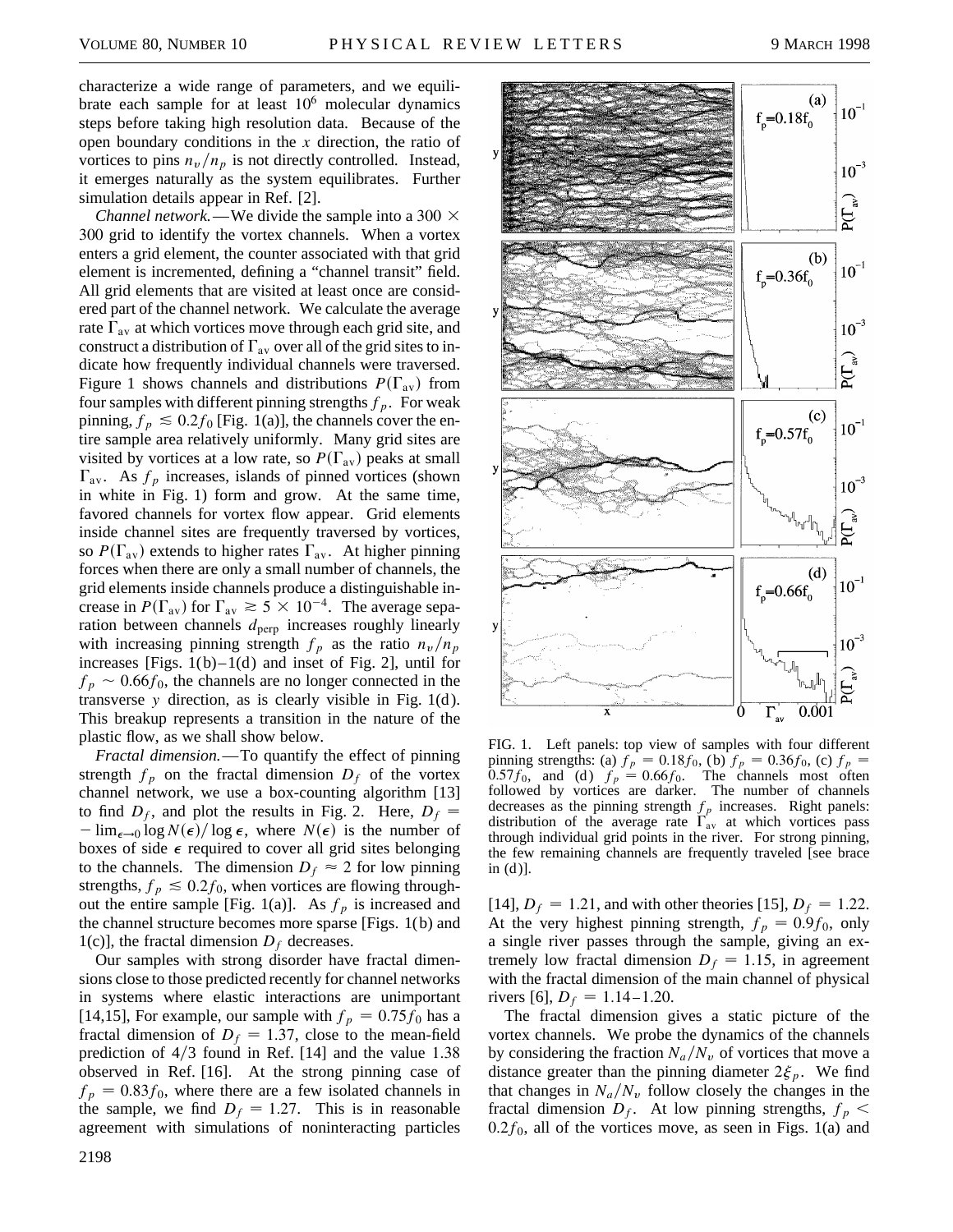characterize a wide range of parameters, and we equilibrate each sample for at least $10^6$ molecular dynamics steps before taking high resolution data. Because of the open boundary conditions in the $x$ direction, the ratio of vortices to pins $n_v/n_p$ is not directly controlled. Instead, it emerges naturally as the system equilibrates. Further simulation details appear in Ref. [2].

*Channel network.*—We divide the sample into a $300 \times 300$ grid to identify the vortex channels. When a vortex enters a grid element, the counter associated with that grid element is incremented, defining a "channel transit" field. All grid elements that are visited at least once are considered part of the channel network. We calculate the average rate $\Gamma_{\rm av}$ at which vortices move through each grid site, and construct a distribution of $\Gamma_{\rm av}$ over all of the grid sites to indicate how frequently individual channels were traversed. Figure 1 shows channels and distributions $P(\Gamma_{\rm av})$ from four samples with different pinning strengths $f_p$. For weak pinning, $f_p \lesssim 0.2f_0$ [Fig. 1(a)], the channels cover the entire sample area relatively uniformly. Many grid sites are visited by vortices at a low rate, so $P(\Gamma_{\rm av})$ peaks at small $\Gamma_{\rm av}$. As $f_p$ increases, islands of pinned vortices (shown in white in Fig. 1) form and grow. At the same time, favored channels for vortex flow appear. Grid elements inside channel sites are frequently traversed by vortices, so $P(\Gamma_{\rm av})$ extends to higher rates $\Gamma_{\rm av}$. At higher pinning forces when there are only a small number of channels, the grid elements inside channels produce a distinguishable increase in $P(\Gamma_{\rm av})$ for $\Gamma_{\rm av} \gtrsim 5 \times 10^{-4}$. The average separation between channels $d_{\rm perp}$ increases roughly linearly with increasing pinning strength $f_p$ as the ratio $n_v/n_p$ increases [Figs. 1(b)–1(d) and inset of Fig. 2], until for $f_p \sim 0.66f_0$, the channels are no longer connected in the transverse $y$ direction, as is clearly visible in Fig. 1(d). This breakup represents a transition in the nature of the plastic flow, as we shall show below.

*Fractal dimension.*—To quantify the effect of pinning strength $f_p$ on the fractal dimension $D_f$ of the vortex channel network, we use a box-counting algorithm [13] to find $D_f$, and plot the results in Fig. 2. Here, $D_f = -\lim_{\epsilon \to 0} \log N(\epsilon)/\log \epsilon$, where $N(\epsilon)$ is the number of boxes of side $\epsilon$ required to cover all grid sites belonging to the channels. The dimension $D_f \approx 2$ for low pinning strengths, $f_p \lesssim 0.2f_0$, when vortices are flowing throughout the entire sample [Fig. 1(a)]. As $f_p$ is increased and the channel structure becomes more sparse [Figs. 1(b) and 1(c)], the fractal dimension $D_f$ decreases.

Our samples with strong disorder have fractal dimensions close to those predicted recently for channel networks in systems where elastic interactions are unimportant [14,15], For example, our sample with $f_p = 0.75f_0$ has a fractal dimension of $D_f = 1.37$, close to the mean-field prediction of $4/3$ found in Ref. [14] and the value 1.38 observed in Ref. [16]. At the strong pinning case of $f_p = 0.83f_0$, where there are a few isolated channels in the sample, we find $D_f = 1.27$. This is in reasonable agreement with simulations of noninteracting particles [14], $D_f = 1.21$, and with other theories [15], $D_f = 1.22$. At the very highest pinning strength, $f_p = 0.9f_0$, only a single river passes through the sample, giving an extremely low fractal dimension $D_f = 1.15$, in agreement with the fractal dimension of the main channel of physical rivers [6], $D_f = 1.14$–$1.20$.

The fractal dimension gives a static picture of the vortex channels. We probe the dynamics of the channels by considering the fraction $N_a/N_v$ of vortices that move a distance greater than the pinning diameter $2\xi_p$. We find that changes in $N_a/N_v$ follow closely the changes in the fractal dimension $D_f$. At low pinning strengths, $f_p < 0.2f_0$, all of the vortices move, as seen in Figs. 1(a) and

FIG. 1. Left panels: top view of samples with four different pinning strengths: (a) $f_p = 0.18f_0$, (b) $f_p = 0.36f_0$, (c) $f_p = 0.57f_0$, and (d) $f_p = 0.66f_0$. The channels most often followed by vortices are darker. The number of channels decreases as the pinning strength $f_p$ increases. Right panels: distribution of the average rate $\Gamma_{\rm av}$ at which vortices pass through individual grid points in the river. For strong pinning, the few remaining channels are frequently traveled [see brace in (d)].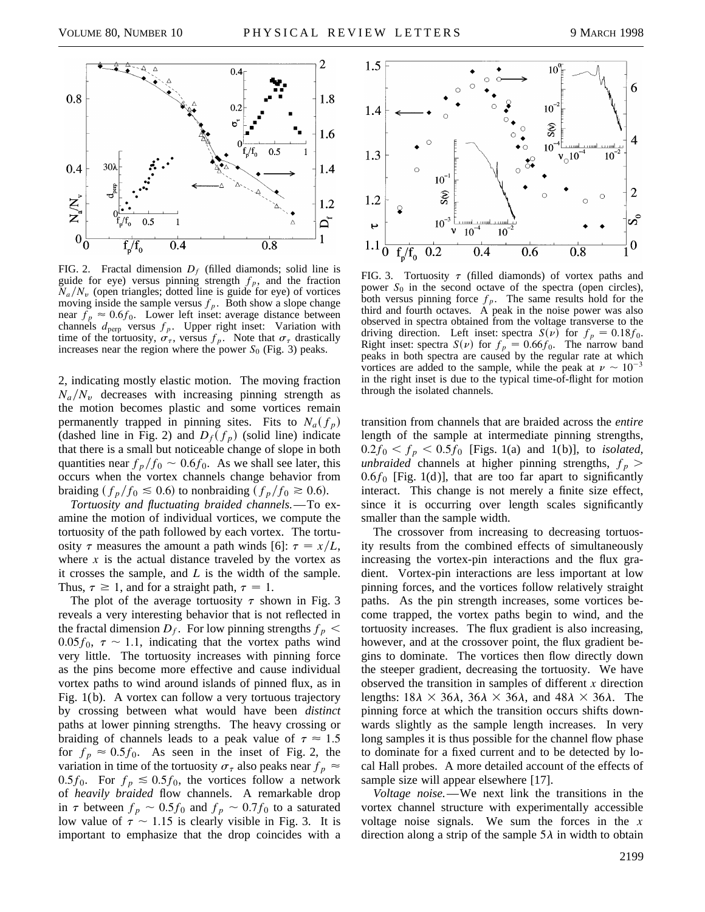FIG. 2. Fractal dimension $D_f$ (filled diamonds; solid line is guide for eye) versus pinning strength $f_p$, and the fraction $N_a/N_v$ (open triangles; dotted line is guide for eye) of vortices moving inside the sample versus $f_p$. Both show a slope change near $f_p \approx 0.6f_0$. Lower left inset: average distance between channels $d_{perp}$ versus $f_p$. Upper right inset: Variation with time of the tortuosity, $\sigma_\tau$, versus $f_p$. Note that $\sigma_\tau$ drastically increases near the region where the power $S_0$ (Fig. 3) peaks.

FIG. 3. Tortuosity $\tau$ (filled diamonds) of vortex paths and power $S_0$ in the second octave of the spectra (open circles), both versus pinning force $f_p$. The same results hold for the third and fourth octaves. A peak in the noise power was also observed in spectra obtained from the voltage transverse to the driving direction. Left inset: spectra $S(\nu)$ for $f_p = 0.18f_0$. Right inset: spectra $S(\nu)$ for $f_p = 0.66f_0$. The narrow band peaks in both spectra are caused by the regular rate at which vortices are added to the sample, while the peak at $\nu \sim 10^{-3}$ in the right inset is due to the typical time-of-flight for motion through the isolated channels.

2, indicating mostly elastic motion. The moving fraction $N_a/N_v$ decreases with increasing pinning strength as the motion becomes plastic and some vortices remain permanently trapped in pinning sites. Fits to $N_a(f_p)$ (dashed line in Fig. 2) and $D_f(f_p)$ (solid line) indicate that there is a small but noticeable change of slope in both quantities near $f_p/f_0 \sim 0.6$. As we shall see later, this occurs when the vortex channels change behavior from braiding ($f_p/f_0 \lesssim 0.6$) to nonbraiding ($f_p/f_0 \gtrsim 0.6$).

*Tortuosity and fluctuating braided channels.*—To examine the motion of individual vortices, we compute the tortuosity of the path followed by each vortex. The tortuosity $\tau$ measures the amount a path winds [6]: $\tau = x/L$, where $x$ is the actual distance traveled by the vortex as it crosses the sample, and $L$ is the width of the sample. Thus, $\tau \geq 1$, and for a straight path, $\tau = 1$.

The plot of the average tortuosity $\tau$ shown in Fig. 3 reveals a very interesting behavior that is not reflected in the fractal dimension $D_f$. For low pinning strengths $f_p < 0.05f_0$, $\tau \sim 1.1$, indicating that the vortex paths wind very little. The tortuosity increases with pinning force as the pins become more effective and cause individual vortex paths to wind around islands of pinned flux, as in Fig. 1(b). A vortex can follow a very tortuous trajectory by crossing between what would have been *distinct* paths at lower pinning strengths. The heavy crossing or braiding of channels leads to a peak value of $\tau \approx 1.5$ for $f_p \approx 0.5f_0$. As seen in the inset of Fig. 2, the variation in time of the tortuosity $\sigma_\tau$ also peaks near $f_p \approx 0.5f_0$. For $f_p \lesssim 0.5f_0$, the vortices follow a network of *heavily braided* flow channels. A remarkable drop in $\tau$ between $f_p \sim 0.5f_0$ and $f_p \sim 0.7f_0$ to a saturated low value of $\tau \sim 1.15$ is clearly visible in Fig. 3. It is important to emphasize that the drop coincides with a transition from channels that are braided across the *entire* length of the sample at intermediate pinning strengths, $0.2f_0 < f_p < 0.5f_0$ [Figs. 1(a) and 1(b)], to *isolated, unbraided* channels at higher pinning strengths, $f_p > 0.6f_0$ [Fig. 1(d)], that are too far apart to significantly interact. This change is not merely a finite size effect, since it is occurring over length scales significantly smaller than the sample width.

The crossover from increasing to decreasing tortuosity results from the combined effects of simultaneously increasing the vortex-pin interactions and the flux gradient. Vortex-pin interactions are less important at low pinning forces, and the vortices follow relatively straight paths. As the pin strength increases, some vortices become trapped, the vortex paths begin to wind, and the tortuosity increases. The flux gradient is also increasing, however, and at the crossover point, the flux gradient begins to dominate. The vortices then flow directly down the steeper gradient, decreasing the tortuosity. We have observed the transition in samples of different $x$ direction lengths: $18\lambda \times 36\lambda$, $36\lambda \times 36\lambda$, and $48\lambda \times 36\lambda$. The pinning force at which the transition occurs shifts downwards slightly as the sample length increases. In very long samples it is thus possible for the channel flow phase to dominate for a fixed current and to be detected by local Hall probes. A more detailed account of the effects of sample size will appear elsewhere [17].

*Voltage noise.*—We next link the transitions in the vortex channel structure with experimentally accessible voltage noise signals. We sum the forces in the $x$ direction along a strip of the sample $5\lambda$ in width to obtain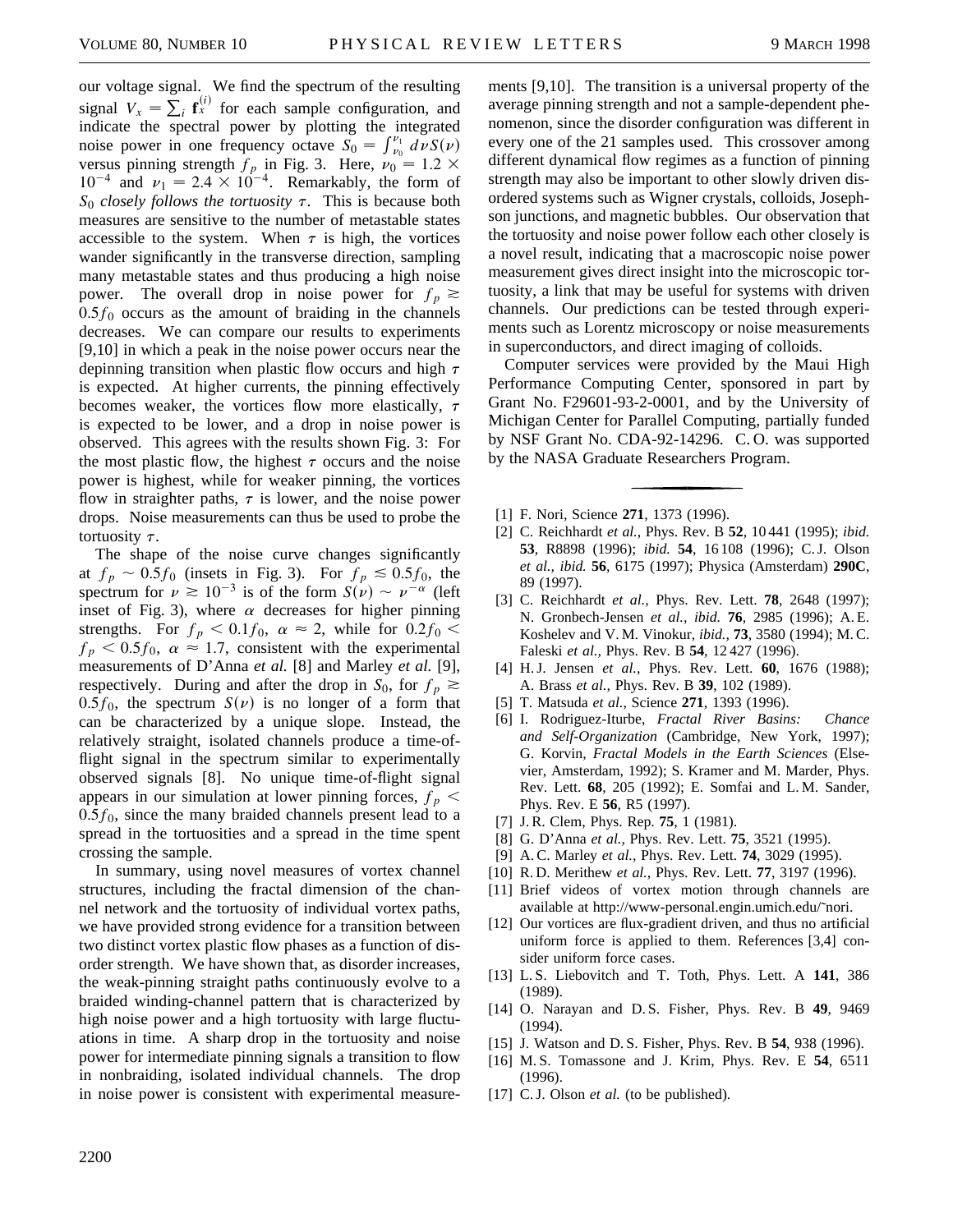our voltage signal. We find the spectrum of the resulting signal $V_x = \sum_i \mathbf{f}_x^{(i)}$ for each sample configuration, and indicate the spectral power by plotting the integrated noise power in one frequency octave $S_0 = \int_{\nu_0}^{\nu_1} d\nu S(\nu)$ versus pinning strength $f_p$ in Fig. 3. Here, $\nu_0 = 1.2 \times 10^{-4}$ and $\nu_1 = 2.4 \times 10^{-4}$. Remarkably, the form of $S_0$ *closely follows the tortuosity* $\tau$. This is because both measures are sensitive to the number of metastable states accessible to the system. When $\tau$ is high, the vortices wander significantly in the transverse direction, sampling many metastable states and thus producing a high noise power. The overall drop in noise power for $f_p \gtrsim 0.5 f_0$ occurs as the amount of braiding in the channels decreases. We can compare our results to experiments [9,10] in which a peak in the noise power occurs near the depinning transition when plastic flow occurs and high $\tau$ is expected. At higher currents, the pinning effectively becomes weaker, the vortices flow more elastically, $\tau$ is expected to be lower, and a drop in noise power is observed. This agrees with the results shown Fig. 3: For the most plastic flow, the highest $\tau$ occurs and the noise power is highest, while for weaker pinning, the vortices flow in straighter paths, $\tau$ is lower, and the noise power drops. Noise measurements can thus be used to probe the tortuosity $\tau$.

The shape of the noise curve changes significantly at $f_p \sim 0.5 f_0$ (insets in Fig. 3). For $f_p \lesssim 0.5 f_0$, the spectrum for $\nu \gtrsim 10^{-3}$ is of the form $S(\nu) \sim \nu^{-\alpha}$ (left inset of Fig. 3), where $\alpha$ decreases for higher pinning strengths. For $f_p < 0.1 f_0$, $\alpha \approx 2$, while for $0.2 f_0 < f_p < 0.5 f_0$, $\alpha \approx 1.7$, consistent with the experimental measurements of D'Anna *et al.* [8] and Marley *et al.* [9], respectively. During and after the drop in $S_0$, for $f_p \gtrsim 0.5 f_0$, the spectrum $S(\nu)$ is no longer of a form that can be characterized by a unique slope. Instead, the relatively straight, isolated channels produce a time-of-flight signal in the spectrum similar to experimentally observed signals [8]. No unique time-of-flight signal appears in our simulation at lower pinning forces, $f_p < 0.5 f_0$, since the many braided channels present lead to a spread in the tortuosities and a spread in the time spent crossing the sample.

In summary, using novel measures of vortex channel structures, including the fractal dimension of the channel network and the tortuosity of individual vortex paths, we have provided strong evidence for a transition between two distinct vortex plastic flow phases as a function of disorder strength. We have shown that, as disorder increases, the weak-pinning straight paths continuously evolve to a braided winding-channel pattern that is characterized by high noise power and a high tortuosity with large fluctuations in time. A sharp drop in the tortuosity and noise power for intermediate pinning signals a transition to flow in nonbraiding, isolated individual channels. The drop in noise power is consistent with experimental measurements [9,10]. The transition is a universal property of the average pinning strength and not a sample-dependent phenomenon, since the disorder configuration was different in every one of the 21 samples used. This crossover among different dynamical flow regimes as a function of pinning strength may also be important to other slowly driven disordered systems such as Wigner crystals, colloids, Josephson junctions, and magnetic bubbles. Our observation that the tortuosity and noise power follow each other closely is a novel result, indicating that a macroscopic noise power measurement gives direct insight into the microscopic tortuosity, a link that may be useful for systems with driven channels. Our predictions can be tested through experiments such as Lorentz microscopy or noise measurements in superconductors, and direct imaging of colloids.

Computer services were provided by the Maui High Performance Computing Center, sponsored in part by Grant No. F29601-93-2-0001, and by the University of Michigan Center for Parallel Computing, partially funded by NSF Grant No. CDA-92-14296. C. O. was supported by the NASA Graduate Researchers Program.

---

[1] F. Nori, Science **271**, 1373 (1996).

[2] C. Reichhardt *et al.,* Phys. Rev. B **52**, 10 441 (1995); *ibid.* **53**, R8898 (1996); *ibid.* **54**, 16 108 (1996); C. J. Olson *et al., ibid.* **56**, 6175 (1997); Physica (Amsterdam) **290C**, 89 (1997).

[3] C. Reichhardt *et al.,* Phys. Rev. Lett. **78**, 2648 (1997); N. Gronbech-Jensen *et al., ibid.* **76**, 2985 (1996); A. E. Koshelev and V. M. Vinokur, *ibid.,* **73**, 3580 (1994); M. C. Faleski *et al.,* Phys. Rev. B **54**, 12 427 (1996).

[4] H. J. Jensen *et al.,* Phys. Rev. Lett. **60**, 1676 (1988); A. Brass *et al.,* Phys. Rev. B **39**, 102 (1989).

[5] T. Matsuda *et al.,* Science **271**, 1393 (1996).

[6] I. Rodriguez-Iturbe, *Fractal River Basins: Chance and Self-Organization* (Cambridge, New York, 1997); G. Korvin, *Fractal Models in the Earth Sciences* (Elsevier, Amsterdam, 1992); S. Kramer and M. Marder, Phys. Rev. Lett. **68**, 205 (1992); E. Somfai and L. M. Sander, Phys. Rev. E **56**, R5 (1997).

[7] J. R. Clem, Phys. Rep. **75**, 1 (1981).

[8] G. D'Anna *et al.,* Phys. Rev. Lett. **75**, 3521 (1995).

[9] A. C. Marley *et al.,* Phys. Rev. Lett. **74**, 3029 (1995).

[10] R. D. Merithew *et al.,* Phys. Rev. Lett. **77**, 3197 (1996).

[11] Brief videos of vortex motion through channels are available at http://www-personal.engin.umich.edu/~nori.

[12] Our vortices are flux-gradient driven, and thus no artificial uniform force is applied to them. References [3,4] consider uniform force cases.

[13] L. S. Liebovitch and T. Toth, Phys. Lett. A **141**, 386 (1989).

[14] O. Narayan and D. S. Fisher, Phys. Rev. B **49**, 9469 (1994).

[15] J. Watson and D. S. Fisher, Phys. Rev. B **54**, 938 (1996).

[16] M. S. Tomassone and J. Krim, Phys. Rev. E **54**, 6511 (1996).

[17] C. J. Olson *et al.* (to be published).